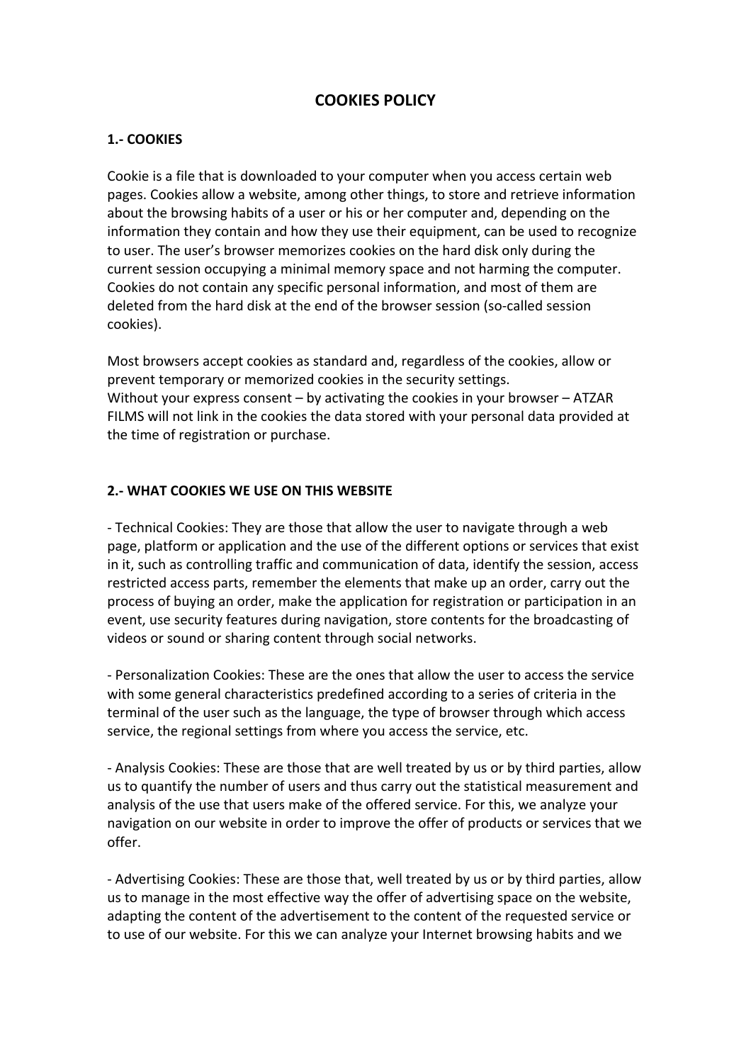# COOKIES POLICY

## 1.- COOKIES

Cookie is a file that is downloaded to your computer when you access certain web pages. Cookies allow a website, among other things, to store and retrieve information about the browsing habits of a user or his or her computer and, depending on the information they contain and how they use their equipment, can be used to recognize to user. The user's browser memorizes cookies on the hard disk only during the current session occupying a minimal memory space and not harming the computer. Cookies do not contain any specific personal information, and most of them are deleted from the hard disk at the end of the browser session (so-called session cookies).

Most browsers accept cookies as standard and, regardless of the cookies, allow or prevent temporary or memorized cookies in the security settings.
Without your express consent – by activating the cookies in your browser – ATZAR FILMS will not link in the cookies the data stored with your personal data provided at the time of registration or purchase.

## 2.- WHAT COOKIES WE USE ON THIS WEBSITE

- Technical Cookies: They are those that allow the user to navigate through a web page, platform or application and the use of the different options or services that exist in it, such as controlling traffic and communication of data, identify the session, access restricted access parts, remember the elements that make up an order, carry out the process of buying an order, make the application for registration or participation in an event, use security features during navigation, store contents for the broadcasting of videos or sound or sharing content through social networks.

- Personalization Cookies: These are the ones that allow the user to access the service with some general characteristics predefined according to a series of criteria in the terminal of the user such as the language, the type of browser through which access service, the regional settings from where you access the service, etc.

- Analysis Cookies: These are those that are well treated by us or by third parties, allow us to quantify the number of users and thus carry out the statistical measurement and analysis of the use that users make of the offered service. For this, we analyze your navigation on our website in order to improve the offer of products or services that we offer.

- Advertising Cookies: These are those that, well treated by us or by third parties, allow us to manage in the most effective way the offer of advertising space on the website, adapting the content of the advertisement to the content of the requested service or to use of our website. For this we can analyze your Internet browsing habits and we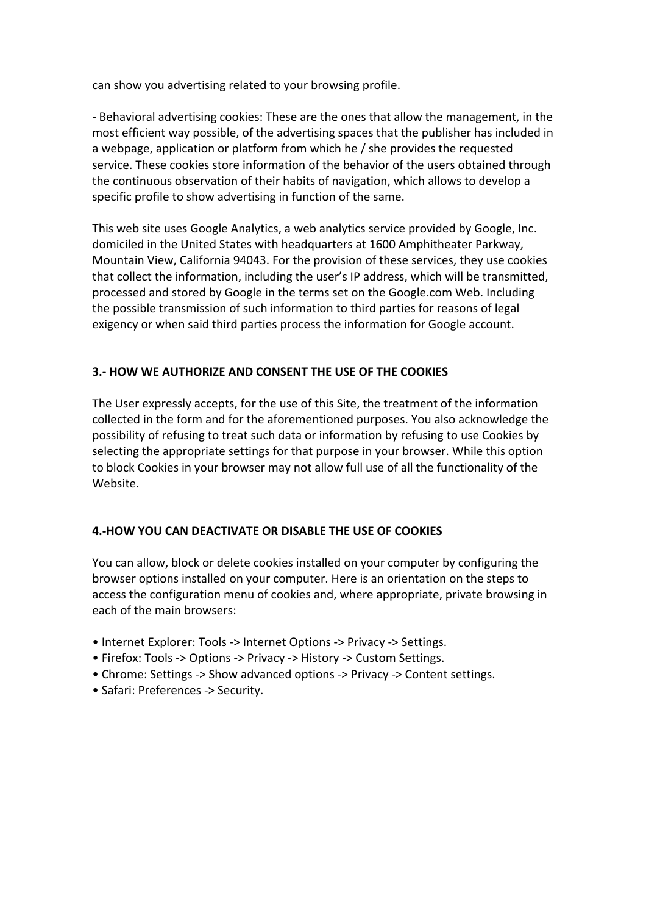can show you advertising related to your browsing profile.

- Behavioral advertising cookies: These are the ones that allow the management, in the most efficient way possible, of the advertising spaces that the publisher has included in a webpage, application or platform from which he / she provides the requested service. These cookies store information of the behavior of the users obtained through the continuous observation of their habits of navigation, which allows to develop a specific profile to show advertising in function of the same.

This web site uses Google Analytics, a web analytics service provided by Google, Inc. domiciled in the United States with headquarters at 1600 Amphitheater Parkway, Mountain View, California 94043. For the provision of these services, they use cookies that collect the information, including the user's IP address, which will be transmitted, processed and stored by Google in the terms set on the Google.com Web. Including the possible transmission of such information to third parties for reasons of legal exigency or when said third parties process the information for Google account.

## 3.- HOW WE AUTHORIZE AND CONSENT THE USE OF THE COOKIES

The User expressly accepts, for the use of this Site, the treatment of the information collected in the form and for the aforementioned purposes. You also acknowledge the possibility of refusing to treat such data or information by refusing to use Cookies by selecting the appropriate settings for that purpose in your browser. While this option to block Cookies in your browser may not allow full use of all the functionality of the Website.

## 4.-HOW YOU CAN DEACTIVATE OR DISABLE THE USE OF COOKIES

You can allow, block or delete cookies installed on your computer by configuring the browser options installed on your computer. Here is an orientation on the steps to access the configuration menu of cookies and, where appropriate, private browsing in each of the main browsers:

- Internet Explorer: Tools -> Internet Options -> Privacy -> Settings.
- Firefox: Tools -> Options -> Privacy -> History -> Custom Settings.
- Chrome: Settings -> Show advanced options -> Privacy -> Content settings.
- Safari: Preferences -> Security.